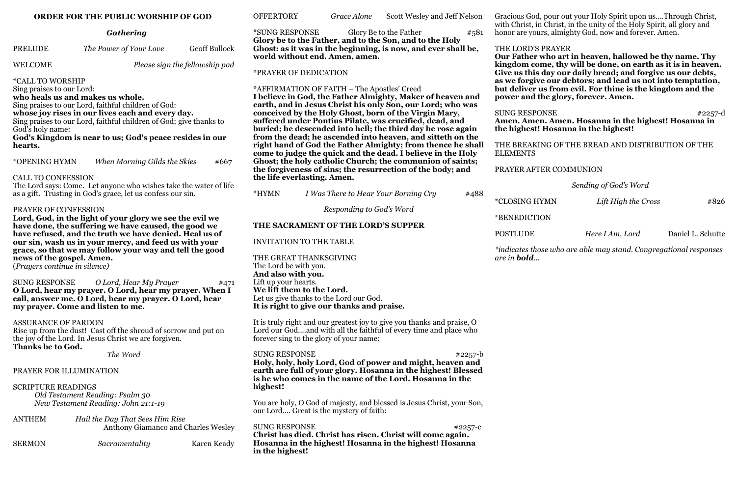## ORDER FOR THE PUBLIC WORSHIP OF GOD

### *Gathering*

PRELUDE *The Power of Your Love* Geoff Bullock

WELCOME *Please sign the fellowship pad*

*CALL TO WORSHIP
Sing praises to our Lord:
**who heals us and makes us whole.**
Sing praises to our Lord, faithful children of God:
**whose joy rises in our lives each and every day.**
Sing praises to our Lord, faithful children of God; give thanks to God's holy name:
**God's Kingdom is near to us; God's peace resides in our hearts.**

*OPENING HYMN *When Morning Gilds the Skies* #667

CALL TO CONFESSION
The Lord says: Come. Let anyone who wishes take the water of life as a gift. Trusting in God's grace, let us confess our sin.

PRAYER OF CONFESSION
**Lord, God, in the light of your glory we see the evil we have done, the suffering we have caused, the good we have refused, and the truth we have denied. Heal us of our sin, wash us in your mercy, and feed us with your grace, so that we may follow your way and tell the good news of the gospel. Amen.**
(*Prayers continue in silence)*

SUNG RESPONSE *O Lord, Hear My Prayer* #471
**O Lord, hear my prayer. O Lord, hear my prayer. When I call, answer me. O Lord, hear my prayer. O Lord, hear my prayer. Come and listen to me.**

ASSURANCE OF PARDON
Rise up from the dust! Cast off the shroud of sorrow and put on the joy of the Lord. In Jesus Christ we are forgiven.
**Thanks be to God.**

### *The Word*

PRAYER FOR ILLUMINATION

SCRIPTURE READINGS
*Old Testament Reading: Psalm 30*
*New Testament Reading: John 21:1-19*

ANTHEM *Hail the Day That Sees Him Rise* Anthony Giamanco and Charles Wesley

SERMON *Sacramentality* Karen Keady

OFFERTORY *Grace Alone* Scott Wesley and Jeff Nelson

*SUNG RESPONSE Glory Be to the Father #581
**Glory be to the Father, and to the Son, and to the Holy Ghost: as it was in the beginning, is now, and ever shall be, world without end. Amen, amen.**

*PRAYER OF DEDICATION

*AFFIRMATION OF FAITH – The Apostles' Creed
**I believe in God, the Father Almighty, Maker of heaven and earth, and in Jesus Christ his only Son, our Lord; who was conceived by the Holy Ghost, born of the Virgin Mary, suffered under Pontius Pilate, was crucified, dead, and buried; he descended into hell; the third day he rose again from the dead; he ascended into heaven, and sitteth on the right hand of God the Father Almighty; from thence he shall come to judge the quick and the dead. I believe in the Holy Ghost; the holy catholic Church; the communion of saints; the forgiveness of sins; the resurrection of the body; and the life everlasting. Amen.**

*HYMN *I Was There to Hear Your Borning Cry* #488

### *Responding to God's Word*

**THE SACRAMENT OF THE LORD'S SUPPER**

INVITATION TO THE TABLE

THE GREAT THANKSGIVING
The Lord be with you.
**And also with you.**
Lift up your hearts.
**We lift them to the Lord.**
Let us give thanks to the Lord our God.
**It is right to give our thanks and praise.**

It is truly right and our greatest joy to give you thanks and praise, O Lord our God....and with all the faithful of every time and place who forever sing to the glory of your name:

SUNG RESPONSE #2257-b
**Holy, holy, holy Lord, God of power and might, heaven and earth are full of your glory. Hosanna in the highest! Blessed is he who comes in the name of the Lord. Hosanna in the highest!**

You are holy, O God of majesty, and blessed is Jesus Christ, your Son, our Lord.... Great is the mystery of faith:

SUNG RESPONSE #2257-c
**Christ has died. Christ has risen. Christ will come again. Hosanna in the highest! Hosanna in the highest! Hosanna in the highest!**

Gracious God, pour out your Holy Spirit upon us....Through Christ, with Christ, in Christ, in the unity of the Holy Spirit, all glory and honor are yours, almighty God, now and forever. Amen.

THE LORD'S PRAYER
**Our Father who art in heaven, hallowed be thy name. Thy kingdom come, thy will be done, on earth as it is in heaven. Give us this day our daily bread; and forgive us our debts, as we forgive our debtors; and lead us not into temptation, but deliver us from evil. For thine is the kingdom and the power and the glory, forever. Amen.**

SUNG RESPONSE #2257-d
**Amen. Amen. Amen. Hosanna in the highest! Hosanna in the highest! Hosanna in the highest!**

THE BREAKING OF THE BREAD AND DISTRIBUTION OF THE ELEMENTS

PRAYER AFTER COMMUNION

### *Sending of God's Word*

*CLOSING HYMN *Lift High the Cross* #826

*BENEDICTION

POSTLUDE *Here I Am, Lord* Daniel L. Schutte

*\*indicates those who are able may stand. Congregational responses are in **bold**...*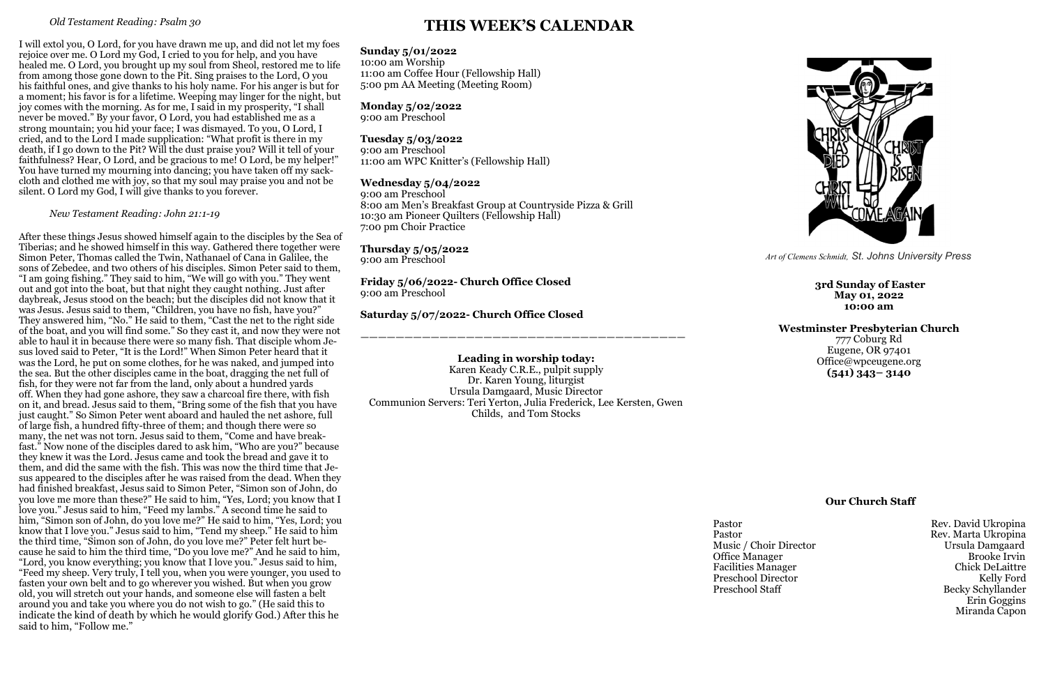*Old Testament Reading: Psalm 30*

I will extol you, O Lord, for you have drawn me up, and did not let my foes rejoice over me. O Lord my God, I cried to you for help, and you have healed me. O Lord, you brought up my soul from Sheol, restored me to life from among those gone down to the Pit. Sing praises to the Lord, O you his faithful ones, and give thanks to his holy name. For his anger is but for a moment; his favor is for a lifetime. Weeping may linger for the night, but joy comes with the morning. As for me, I said in my prosperity, "I shall never be moved." By your favor, O Lord, you had established me as a strong mountain; you hid your face; I was dismayed. To you, O Lord, I cried, and to the Lord I made supplication: "What profit is there in my death, if I go down to the Pit? Will the dust praise you? Will it tell of your faithfulness? Hear, O Lord, and be gracious to me! O Lord, be my helper!" You have turned my mourning into dancing; you have taken off my sack-cloth and clothed me with joy, so that my soul may praise you and not be silent. O Lord my God, I will give thanks to you forever.

*New Testament Reading: John 21:1-19*

After these things Jesus showed himself again to the disciples by the Sea of Tiberias; and he showed himself in this way. Gathered there together were Simon Peter, Thomas called the Twin, Nathanael of Cana in Galilee, the sons of Zebedee, and two others of his disciples. Simon Peter said to them, "I am going fishing." They said to him, "We will go with you." They went out and got into the boat, but that night they caught nothing. Just after daybreak, Jesus stood on the beach; but the disciples did not know that it was Jesus. Jesus said to them, "Children, you have no fish, have you?" They answered him, "No." He said to them, "Cast the net to the right side of the boat, and you will find some." So they cast it, and now they were not able to haul it in because there were so many fish. That disciple whom Jesus loved said to Peter, "It is the Lord!" When Simon Peter heard that it was the Lord, he put on some clothes, for he was naked, and jumped into the sea. But the other disciples came in the boat, dragging the net full of fish, for they were not far from the land, only about a hundred yards off. When they had gone ashore, they saw a charcoal fire there, with fish on it, and bread. Jesus said to them, "Bring some of the fish that you have just caught." So Simon Peter went aboard and hauled the net ashore, full of large fish, a hundred fifty-three of them; and though there were so many, the net was not torn. Jesus said to them, "Come and have breakfast." Now none of the disciples dared to ask him, "Who are you?" because they knew it was the Lord. Jesus came and took the bread and gave it to them, and did the same with the fish. This was now the third time that Jesus appeared to the disciples after he was raised from the dead. When they had finished breakfast, Jesus said to Simon Peter, "Simon son of John, do you love me more than these?" He said to him, "Yes, Lord; you know that I love you." Jesus said to him, "Feed my lambs." A second time he said to him, "Simon son of John, do you love me?" He said to him, "Yes, Lord; you know that I love you." Jesus said to him, "Tend my sheep." He said to him the third time, "Simon son of John, do you love me?" Peter felt hurt because he said to him the third time, "Do you love me?" And he said to him, "Lord, you know everything; you know that I love you." Jesus said to him, "Feed my sheep. Very truly, I tell you, when you were younger, you used to fasten your own belt and to go wherever you wished. But when you grow old, you will stretch out your hands, and someone else will fasten a belt around you and take you where you do not wish to go." (He said this to indicate the kind of death by which he would glorify God.) After this he said to him, "Follow me."

# THIS WEEK'S CALENDAR

**Sunday 5/01/2022**
10:00 am Worship
11:00 am Coffee Hour (Fellowship Hall)
5:00 pm AA Meeting (Meeting Room)

**Monday 5/02/2022**
9:00 am Preschool

**Tuesday 5/03/2022**
9:00 am Preschool
11:00 am WPC Knitter's (Fellowship Hall)

**Wednesday 5/04/2022**
9:00 am Preschool
8:00 am Men's Breakfast Group at Countryside Pizza & Grill
10:30 am Pioneer Quilters (Fellowship Hall)
7:00 pm Choir Practice

**Thursday 5/05/2022**
9:00 am Preschool

**Friday 5/06/2022- Church Office Closed**
9:00 am Preschool

**Saturday 5/07/2022- Church Office Closed**

---

**Leading in worship today:**
Karen Keady C.R.E., pulpit supply
Dr. Karen Young, liturgist
Ursula Damgaard, Music Director
Communion Servers: Teri Yerton, Julia Frederick, Lee Kersten, Gwen Childs, and Tom Stocks

CHRIST HAS DIED CHRIST IS RISEN CHRIST WILL COME AGAIN

*Art of Clemens Schmidt, St. Johns University Press*

**3rd Sunday of Easter**
**May 01, 2022**
**10:00 am**

**Westminster Presbyterian Church**
777 Coburg Rd
Eugene, OR 97401
Office@wpceugene.org
**(541) 343– 3140**

**Our Church Staff**

| | |
|---|---|
| Pastor | Rev. David Ukropina |
| Pastor | Rev. Marta Ukropina |
| Music / Choir Director | Ursula Damgaard |
| Office Manager | Brooke Irvin |
| Facilities Manager | Chick DeLaittre |
| Preschool Director | Kelly Ford |
| Preschool Staff | Becky Schyllander |
| | Erin Goggins |
| | Miranda Capon |